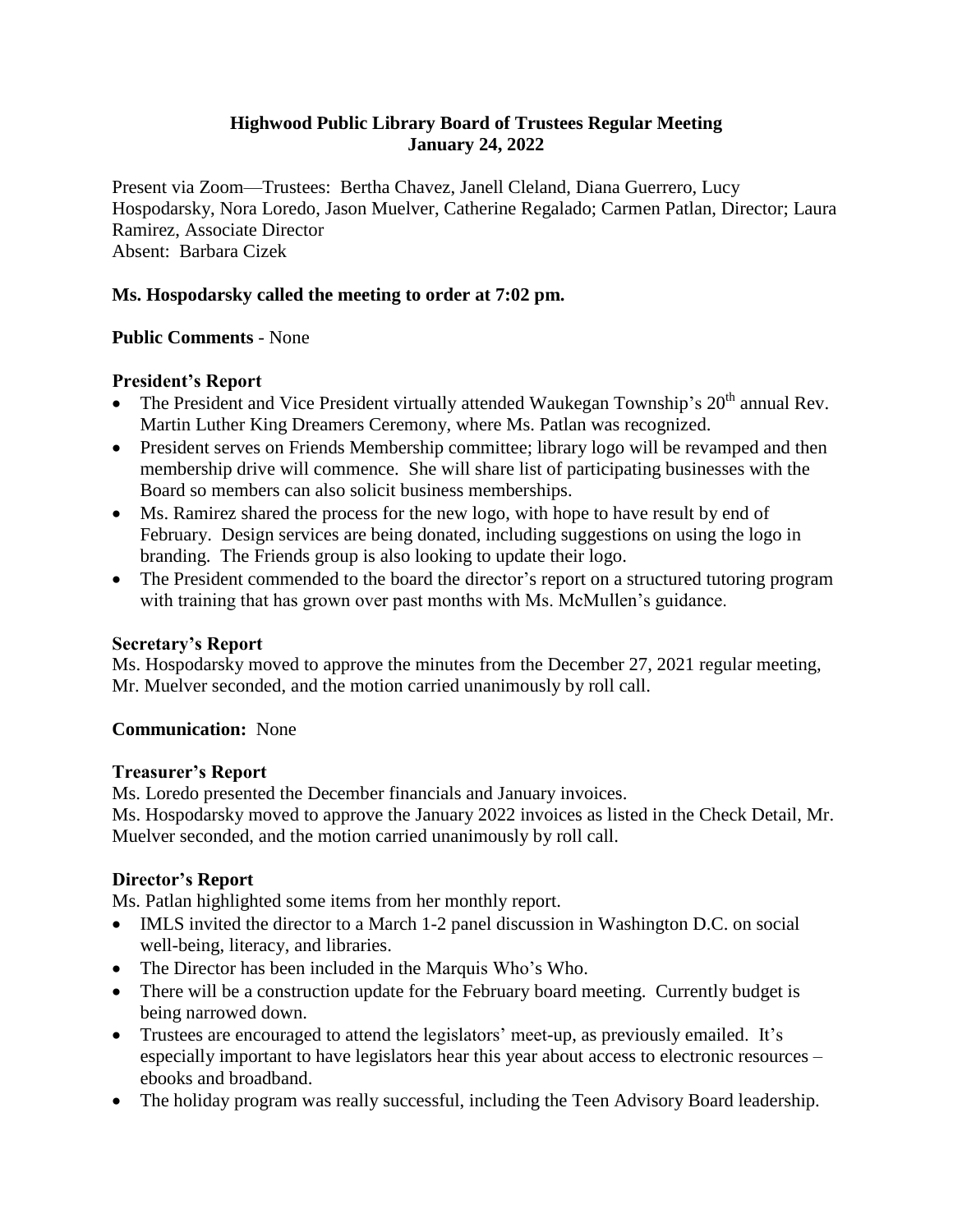# Highwood Public Library Board of Trustees Regular Meeting
## January 24, 2022

Present via Zoom—Trustees: Bertha Chavez, Janell Cleland, Diana Guerrero, Lucy Hospodarsky, Nora Loredo, Jason Muelver, Catherine Regalado; Carmen Patlan, Director; Laura Ramirez, Associate Director
Absent: Barbara Cizek

**Ms. Hospodarsky called the meeting to order at 7:02 pm.**

**Public Comments** - None

**President's Report**

- The President and Vice President virtually attended Waukegan Township's 20th annual Rev. Martin Luther King Dreamers Ceremony, where Ms. Patlan was recognized.
- President serves on Friends Membership committee; library logo will be revamped and then membership drive will commence. She will share list of participating businesses with the Board so members can also solicit business memberships.
- Ms. Ramirez shared the process for the new logo, with hope to have result by end of February. Design services are being donated, including suggestions on using the logo in branding. The Friends group is also looking to update their logo.
- The President commended to the board the director's report on a structured tutoring program with training that has grown over past months with Ms. McMullen's guidance.

**Secretary's Report**

Ms. Hospodarsky moved to approve the minutes from the December 27, 2021 regular meeting, Mr. Muelver seconded, and the motion carried unanimously by roll call.

**Communication:** None

**Treasurer's Report**

Ms. Loredo presented the December financials and January invoices.
Ms. Hospodarsky moved to approve the January 2022 invoices as listed in the Check Detail, Mr. Muelver seconded, and the motion carried unanimously by roll call.

**Director's Report**

Ms. Patlan highlighted some items from her monthly report.

- IMLS invited the director to a March 1-2 panel discussion in Washington D.C. on social well-being, literacy, and libraries.
- The Director has been included in the Marquis Who's Who.
- There will be a construction update for the February board meeting. Currently budget is being narrowed down.
- Trustees are encouraged to attend the legislators' meet-up, as previously emailed. It's especially important to have legislators hear this year about access to electronic resources – ebooks and broadband.
- The holiday program was really successful, including the Teen Advisory Board leadership.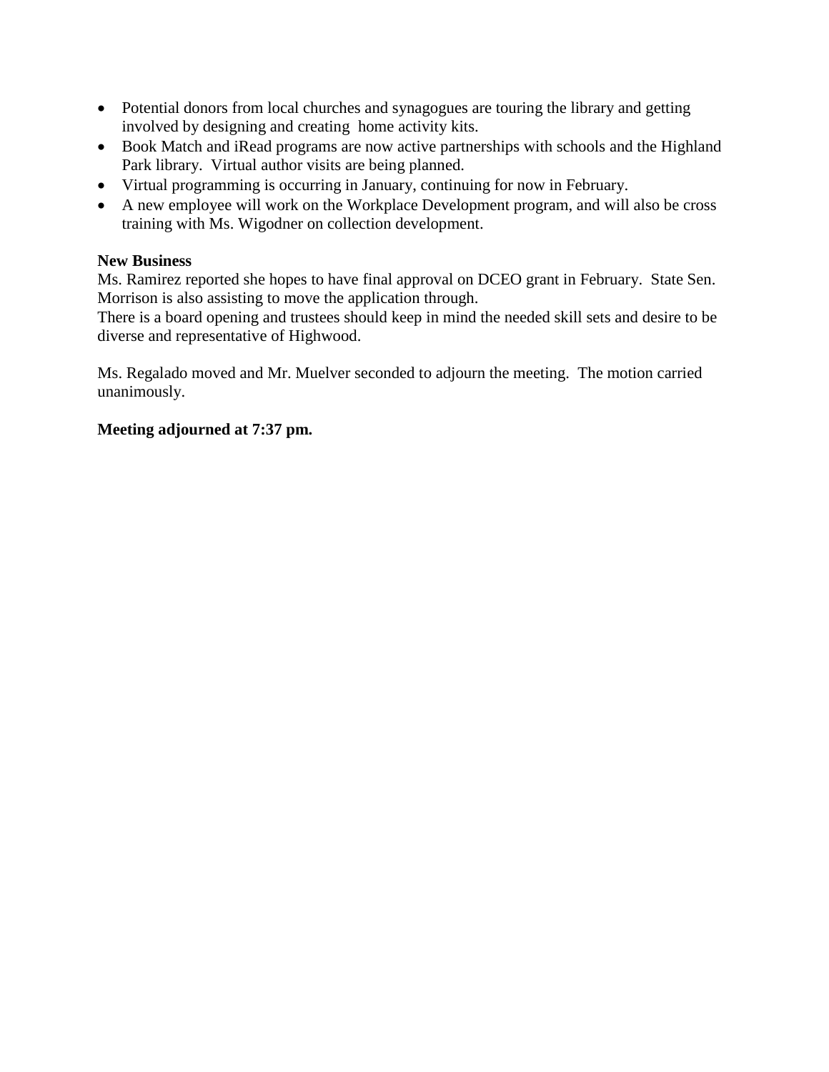- Potential donors from local churches and synagogues are touring the library and getting involved by designing and creating home activity kits.
- Book Match and iRead programs are now active partnerships with schools and the Highland Park library. Virtual author visits are being planned.
- Virtual programming is occurring in January, continuing for now in February.
- A new employee will work on the Workplace Development program, and will also be cross training with Ms. Wigodner on collection development.

**New Business**
Ms. Ramirez reported she hopes to have final approval on DCEO grant in February. State Sen. Morrison is also assisting to move the application through.
There is a board opening and trustees should keep in mind the needed skill sets and desire to be diverse and representative of Highwood.

Ms. Regalado moved and Mr. Muelver seconded to adjourn the meeting. The motion carried unanimously.

**Meeting adjourned at 7:37 pm.**